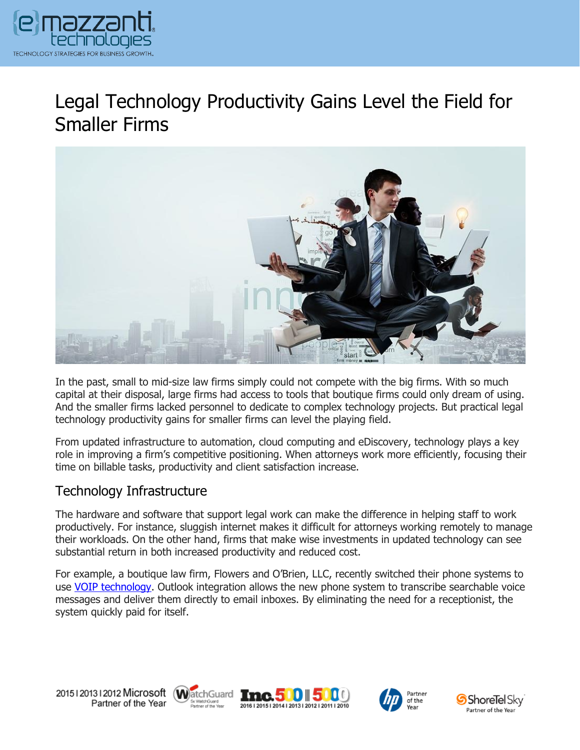# Legal Technology Productivity Gains Level the Field for Smaller Firms

In the past, small to mid-size law firms simply could not compete with the big firms. With so much capital at their disposal, large firms had access to tools that boutique firms could only dream of using. And the smaller firms lacked personnel to dedicate to complex technology projects. But practical legal technology productivity gains for smaller firms can level the playing field.

From updated infrastructure to automation, cloud computing and eDiscovery, technology plays a key role in improving a firm's competitive positioning. When attorneys work more efficiently, focusing their time on billable tasks, productivity and client satisfaction increase.

## Technology Infrastructure

The hardware and software that support legal work can make the difference in helping staff to work productively. For instance, sluggish internet makes it difficult for attorneys working remotely to manage their workloads. On the other hand, firms that make wise investments in updated technology can see substantial return in both increased productivity and reduced cost.

For example, a boutique law firm, Flowers and O'Brien, LLC, recently switched their phone systems to use VOIP technology. Outlook integration allows the new phone system to transcribe searchable voice messages and deliver them directly to email inboxes. By eliminating the need for a receptionist, the system quickly paid for itself.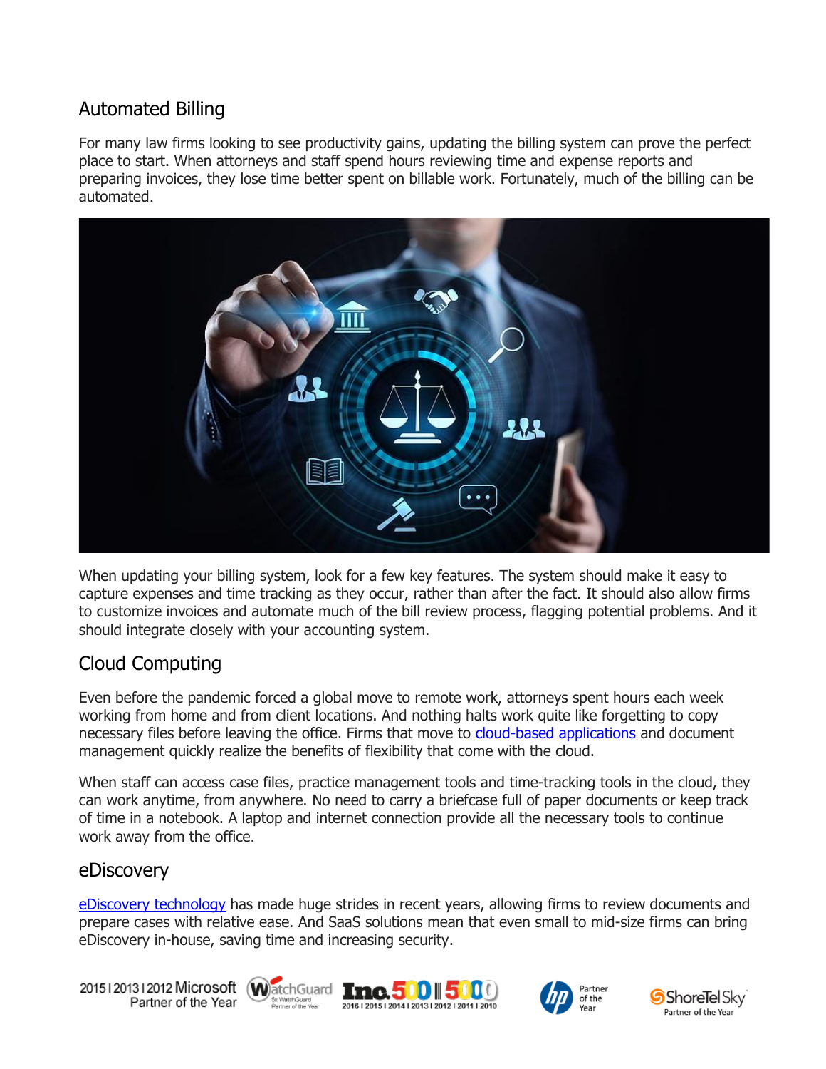## Automated Billing

For many law firms looking to see productivity gains, updating the billing system can prove the perfect place to start. When attorneys and staff spend hours reviewing time and expense reports and preparing invoices, they lose time better spent on billable work. Fortunately, much of the billing can be automated.

When updating your billing system, look for a few key features. The system should make it easy to capture expenses and time tracking as they occur, rather than after the fact. It should also allow firms to customize invoices and automate much of the bill review process, flagging potential problems. And it should integrate closely with your accounting system.

## Cloud Computing

Even before the pandemic forced a global move to remote work, attorneys spent hours each week working from home and from client locations. And nothing halts work quite like forgetting to copy necessary files before leaving the office. Firms that move to [cloud-based applications]() and document management quickly realize the benefits of flexibility that come with the cloud.

When staff can access case files, practice management tools and time-tracking tools in the cloud, they can work anytime, from anywhere. No need to carry a briefcase full of paper documents or keep track of time in a notebook. A laptop and internet connection provide all the necessary tools to continue work away from the office.

## eDiscovery

[eDiscovery technology]() has made huge strides in recent years, allowing firms to review documents and prepare cases with relative ease. And SaaS solutions mean that even small to mid-size firms can bring eDiscovery in-house, saving time and increasing security.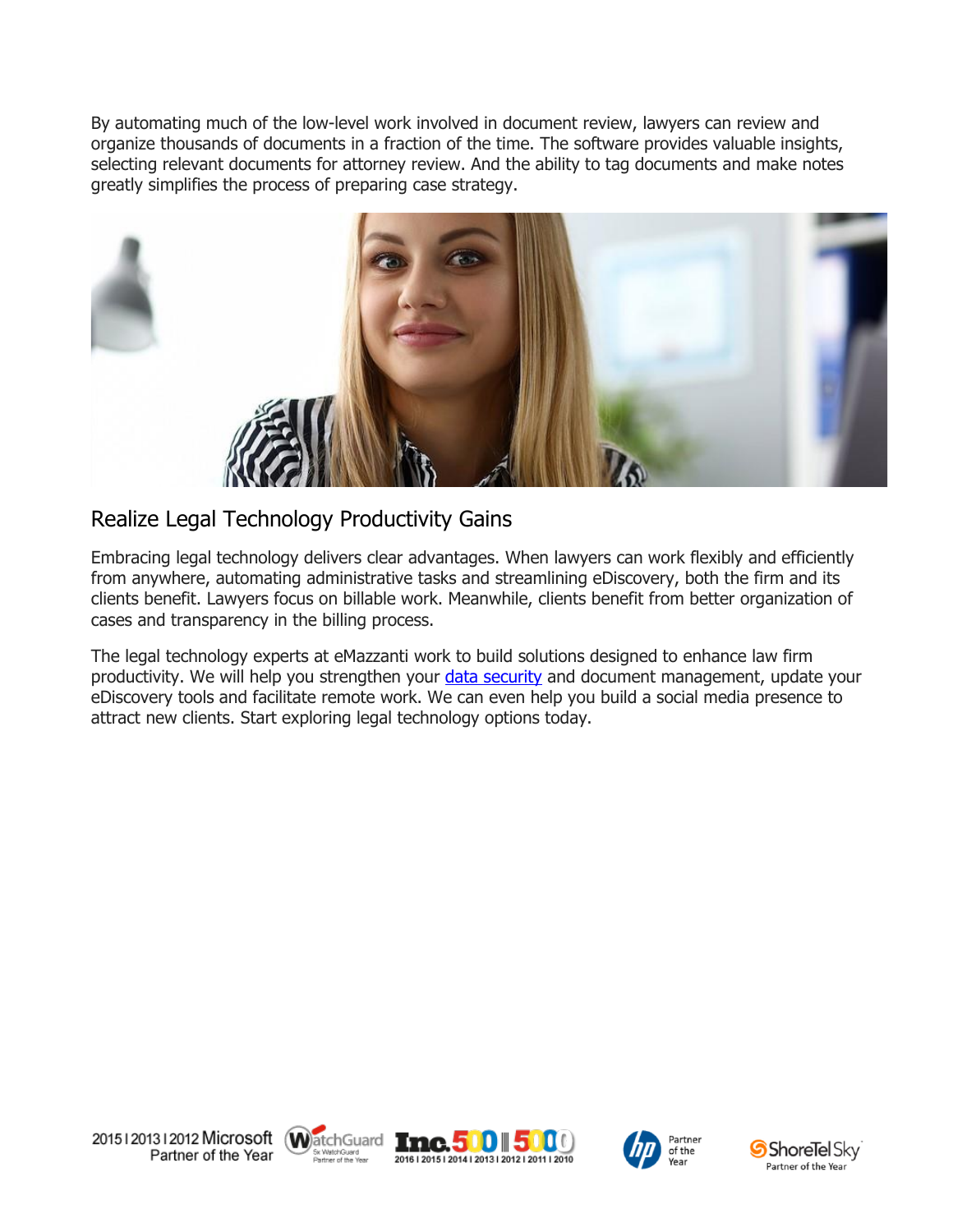By automating much of the low-level work involved in document review, lawyers can review and organize thousands of documents in a fraction of the time. The software provides valuable insights, selecting relevant documents for attorney review. And the ability to tag documents and make notes greatly simplifies the process of preparing case strategy.

## Realize Legal Technology Productivity Gains

Embracing legal technology delivers clear advantages. When lawyers can work flexibly and efficiently from anywhere, automating administrative tasks and streamlining eDiscovery, both the firm and its clients benefit. Lawyers focus on billable work. Meanwhile, clients benefit from better organization of cases and transparency in the billing process.

The legal technology experts at eMazzanti work to build solutions designed to enhance law firm productivity. We will help you strengthen your [data security] and document management, update your eDiscovery tools and facilitate remote work. We can even help you build a social media presence to attract new clients. Start exploring legal technology options today.

2015 I 2013 I 2012 Microsoft Partner of the Year

WatchGuard 5x WatchGuard Partner of the Year

Inc. 500 | 5000 2016 I 2015 I 2014 I 2013 I 2012 I 2011 I 2010

hp Partner of the Year

ShoreTel Sky Partner of the Year